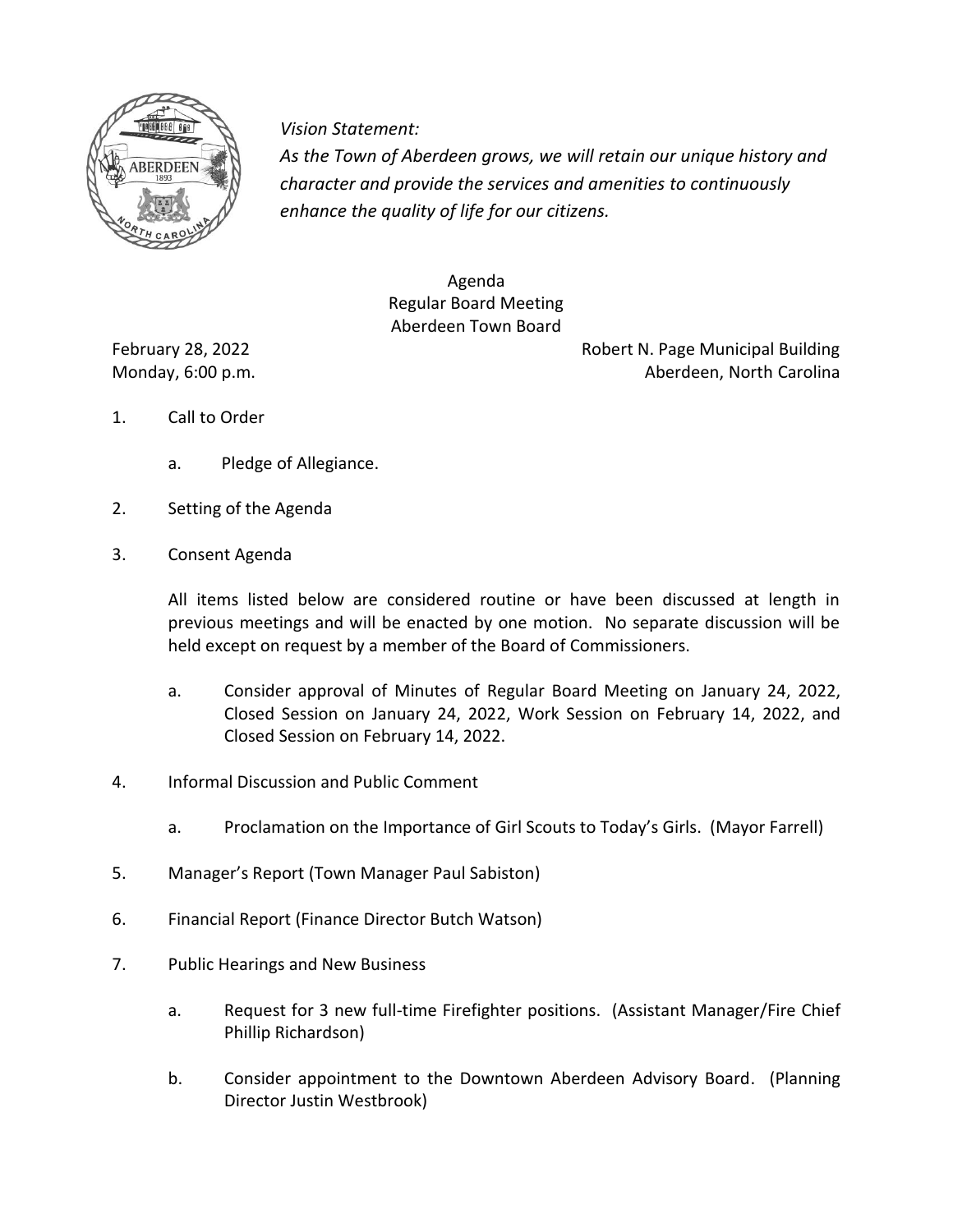*Vision Statement:*
*As the Town of Aberdeen grows, we will retain our unique history and character and provide the services and amenities to continuously enhance the quality of life for our citizens.*

Agenda
Regular Board Meeting
Aberdeen Town Board

February 28, 2022
Monday, 6:00 p.m.

Robert N. Page Municipal Building
Aberdeen, North Carolina

1. Call to Order

   a. Pledge of Allegiance.

2. Setting of the Agenda

3. Consent Agenda

   All items listed below are considered routine or have been discussed at length in previous meetings and will be enacted by one motion. No separate discussion will be held except on request by a member of the Board of Commissioners.

   a. Consider approval of Minutes of Regular Board Meeting on January 24, 2022, Closed Session on January 24, 2022, Work Session on February 14, 2022, and Closed Session on February 14, 2022.

4. Informal Discussion and Public Comment

   a. Proclamation on the Importance of Girl Scouts to Today's Girls. (Mayor Farrell)

5. Manager's Report (Town Manager Paul Sabiston)

6. Financial Report (Finance Director Butch Watson)

7. Public Hearings and New Business

   a. Request for 3 new full-time Firefighter positions. (Assistant Manager/Fire Chief Phillip Richardson)

   b. Consider appointment to the Downtown Aberdeen Advisory Board. (Planning Director Justin Westbrook)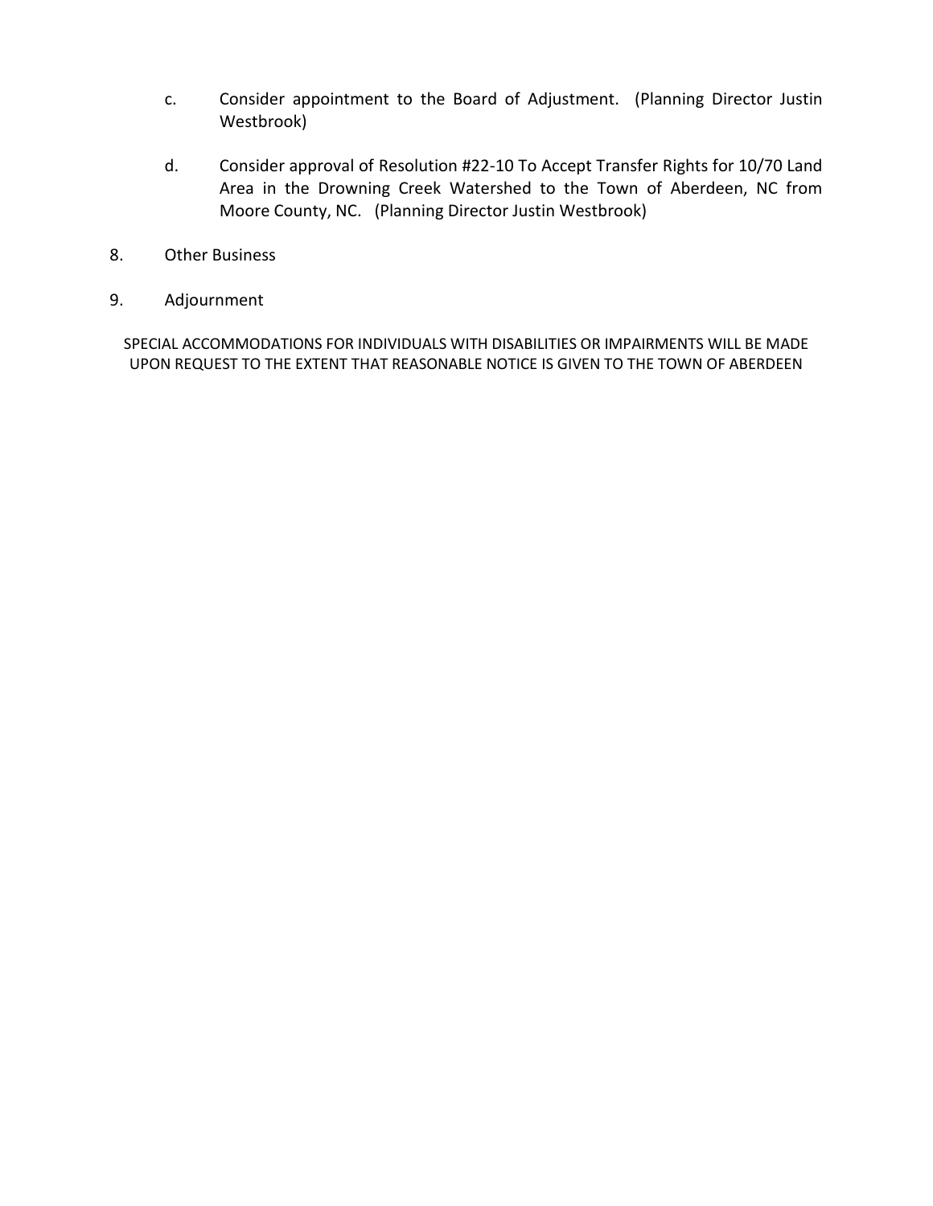c. Consider appointment to the Board of Adjustment. (Planning Director Justin Westbrook)

d. Consider approval of Resolution #22-10 To Accept Transfer Rights for 10/70 Land Area in the Drowning Creek Watershed to the Town of Aberdeen, NC from Moore County, NC. (Planning Director Justin Westbrook)

8. Other Business

9. Adjournment

SPECIAL ACCOMMODATIONS FOR INDIVIDUALS WITH DISABILITIES OR IMPAIRMENTS WILL BE MADE UPON REQUEST TO THE EXTENT THAT REASONABLE NOTICE IS GIVEN TO THE TOWN OF ABERDEEN